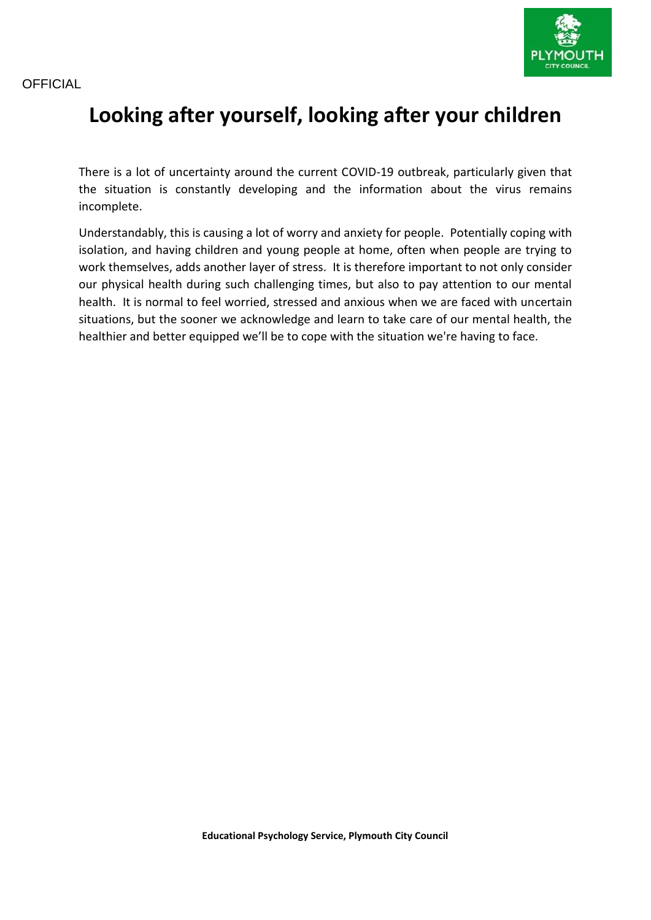OFFICIAL

# Looking after yourself, looking after your children

There is a lot of uncertainty around the current COVID-19 outbreak, particularly given that the situation is constantly developing and the information about the virus remains incomplete.

Understandably, this is causing a lot of worry and anxiety for people. Potentially coping with isolation, and having children and young people at home, often when people are trying to work themselves, adds another layer of stress. It is therefore important to not only consider our physical health during such challenging times, but also to pay attention to our mental health. It is normal to feel worried, stressed and anxious when we are faced with uncertain situations, but the sooner we acknowledge and learn to take care of our mental health, the healthier and better equipped we'll be to cope with the situation we're having to face.

**Educational Psychology Service, Plymouth City Council**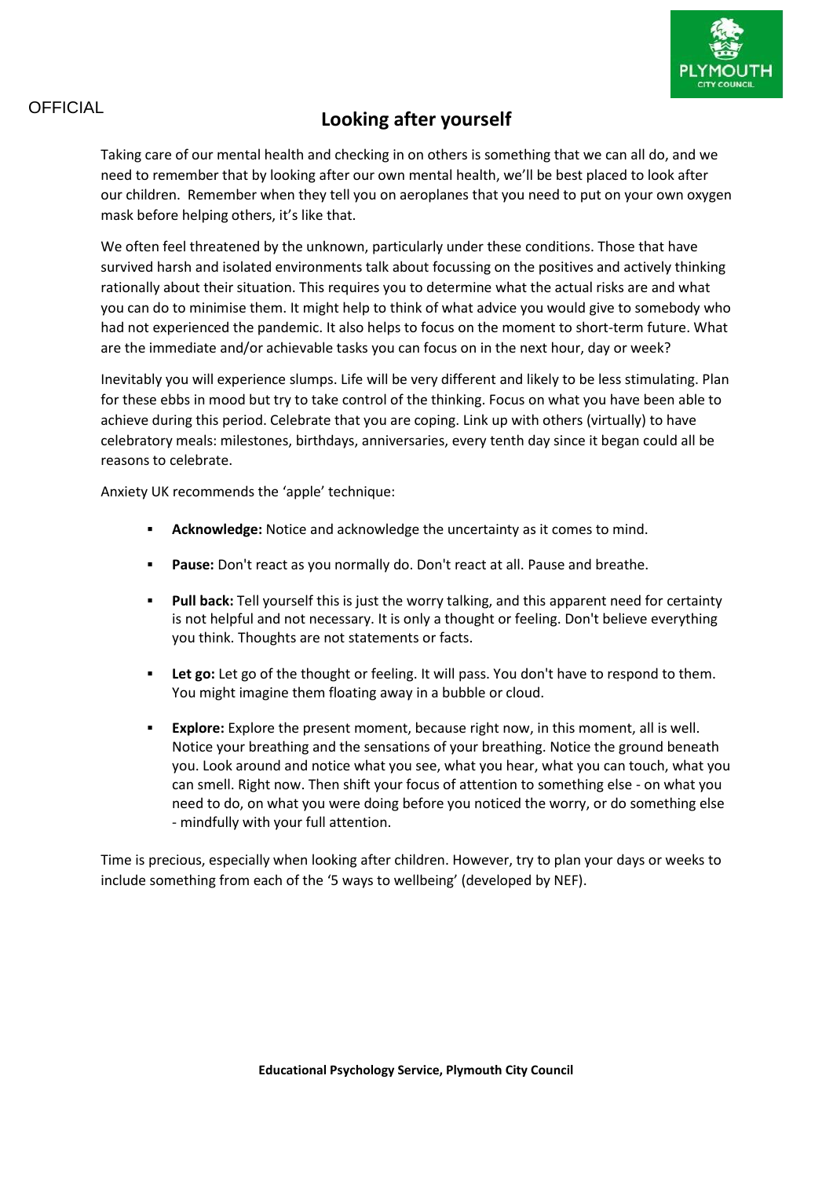OFFICIAL

# Looking after yourself

Taking care of our mental health and checking in on others is something that we can all do, and we need to remember that by looking after our own mental health, we'll be best placed to look after our children. Remember when they tell you on aeroplanes that you need to put on your own oxygen mask before helping others, it's like that.

We often feel threatened by the unknown, particularly under these conditions. Those that have survived harsh and isolated environments talk about focussing on the positives and actively thinking rationally about their situation. This requires you to determine what the actual risks are and what you can do to minimise them. It might help to think of what advice you would give to somebody who had not experienced the pandemic. It also helps to focus on the moment to short-term future. What are the immediate and/or achievable tasks you can focus on in the next hour, day or week?

Inevitably you will experience slumps. Life will be very different and likely to be less stimulating. Plan for these ebbs in mood but try to take control of the thinking. Focus on what you have been able to achieve during this period. Celebrate that you are coping. Link up with others (virtually) to have celebratory meals: milestones, birthdays, anniversaries, every tenth day since it began could all be reasons to celebrate.

Anxiety UK recommends the 'apple' technique:

- **Acknowledge:** Notice and acknowledge the uncertainty as it comes to mind.
- **Pause:** Don't react as you normally do. Don't react at all. Pause and breathe.
- **Pull back:** Tell yourself this is just the worry talking, and this apparent need for certainty is not helpful and not necessary. It is only a thought or feeling. Don't believe everything you think. Thoughts are not statements or facts.
- **Let go:** Let go of the thought or feeling. It will pass. You don't have to respond to them. You might imagine them floating away in a bubble or cloud.
- **Explore:** Explore the present moment, because right now, in this moment, all is well. Notice your breathing and the sensations of your breathing. Notice the ground beneath you. Look around and notice what you see, what you hear, what you can touch, what you can smell. Right now. Then shift your focus of attention to something else - on what you need to do, on what you were doing before you noticed the worry, or do something else - mindfully with your full attention.

Time is precious, especially when looking after children. However, try to plan your days or weeks to include something from each of the '5 ways to wellbeing' (developed by NEF).

**Educational Psychology Service, Plymouth City Council**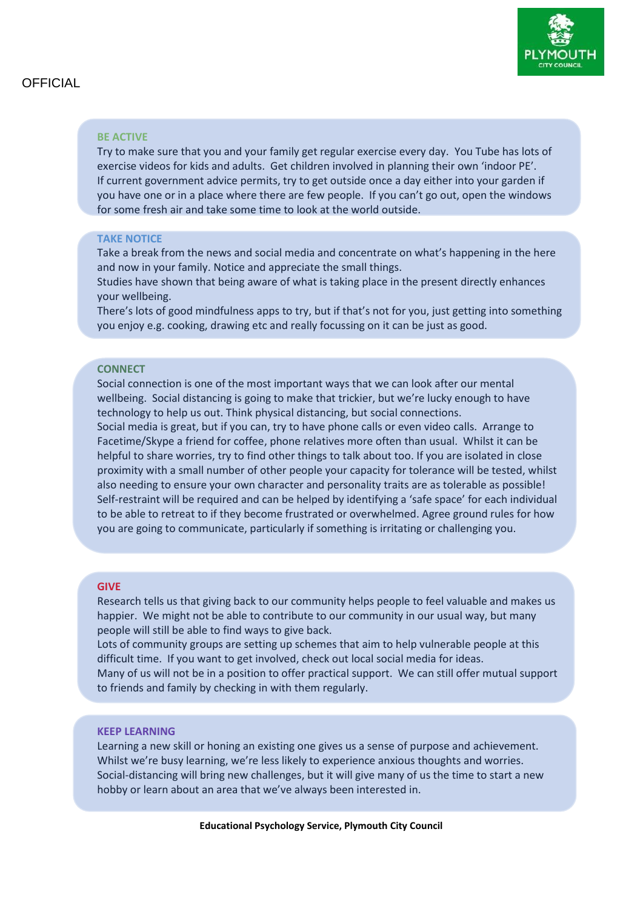OFFICIAL

## BE ACTIVE

Try to make sure that you and your family get regular exercise every day. You Tube has lots of exercise videos for kids and adults. Get children involved in planning their own 'indoor PE'.
If current government advice permits, try to get outside once a day either into your garden if you have one or in a place where there are few people. If you can't go out, open the windows for some fresh air and take some time to look at the world outside.

## TAKE NOTICE

Take a break from the news and social media and concentrate on what's happening in the here and now in your family. Notice and appreciate the small things.
Studies have shown that being aware of what is taking place in the present directly enhances your wellbeing.
There's lots of good mindfulness apps to try, but if that's not for you, just getting into something you enjoy e.g. cooking, drawing etc and really focussing on it can be just as good.

## CONNECT

Social connection is one of the most important ways that we can look after our mental wellbeing. Social distancing is going to make that trickier, but we're lucky enough to have technology to help us out. Think physical distancing, but social connections.
Social media is great, but if you can, try to have phone calls or even video calls. Arrange to Facetime/Skype a friend for coffee, phone relatives more often than usual. Whilst it can be helpful to share worries, try to find other things to talk about too. If you are isolated in close proximity with a small number of other people your capacity for tolerance will be tested, whilst also needing to ensure your own character and personality traits are as tolerable as possible! Self-restraint will be required and can be helped by identifying a 'safe space' for each individual to be able to retreat to if they become frustrated or overwhelmed. Agree ground rules for how you are going to communicate, particularly if something is irritating or challenging you.

## GIVE

Research tells us that giving back to our community helps people to feel valuable and makes us happier. We might not be able to contribute to our community in our usual way, but many people will still be able to find ways to give back.
Lots of community groups are setting up schemes that aim to help vulnerable people at this difficult time. If you want to get involved, check out local social media for ideas.
Many of us will not be in a position to offer practical support. We can still offer mutual support to friends and family by checking in with them regularly.

## KEEP LEARNING

Learning a new skill or honing an existing one gives us a sense of purpose and achievement. Whilst we're busy learning, we're less likely to experience anxious thoughts and worries. Social-distancing will bring new challenges, but it will give many of us the time to start a new hobby or learn about an area that we've always been interested in.

**Educational Psychology Service, Plymouth City Council**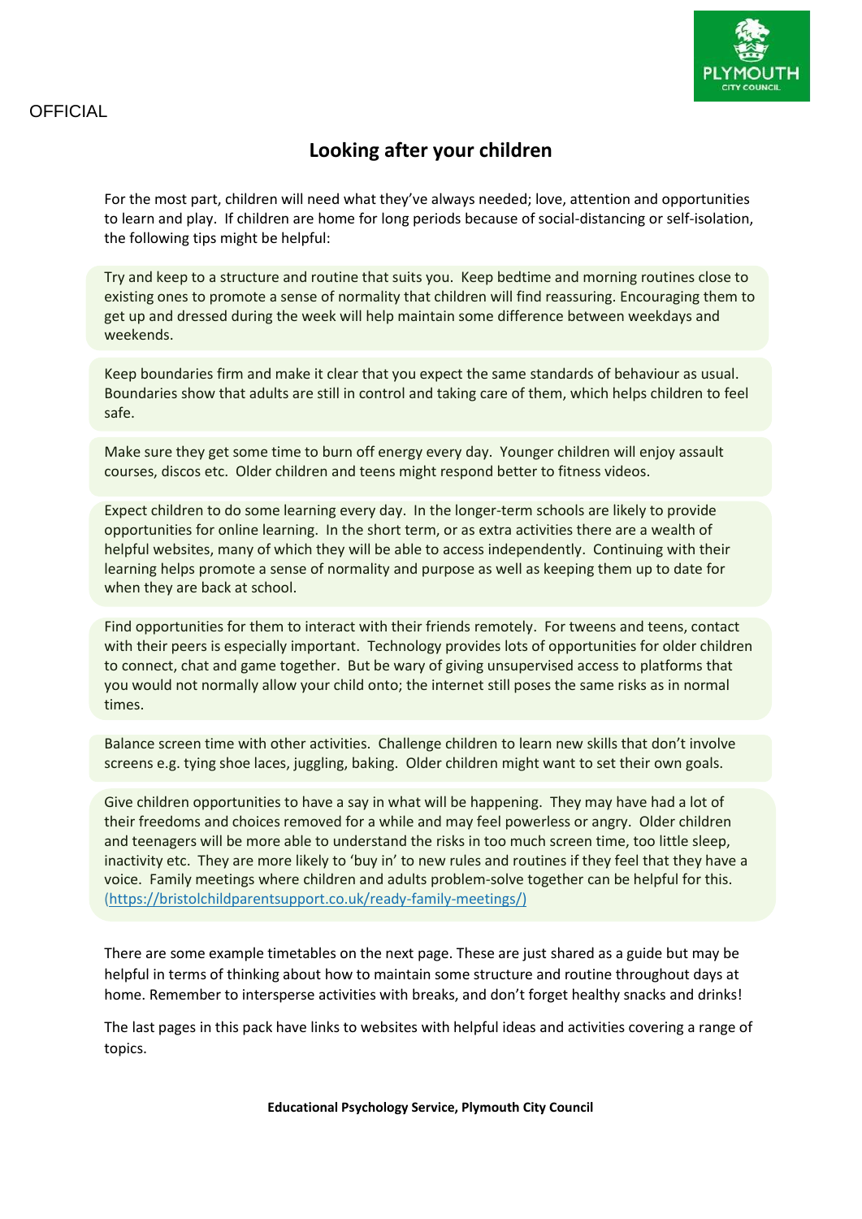OFFICIAL

# Looking after your children

For the most part, children will need what they've always needed; love, attention and opportunities to learn and play. If children are home for long periods because of social-distancing or self-isolation, the following tips might be helpful:

Try and keep to a structure and routine that suits you. Keep bedtime and morning routines close to existing ones to promote a sense of normality that children will find reassuring. Encouraging them to get up and dressed during the week will help maintain some difference between weekdays and weekends.

Keep boundaries firm and make it clear that you expect the same standards of behaviour as usual. Boundaries show that adults are still in control and taking care of them, which helps children to feel safe.

Make sure they get some time to burn off energy every day. Younger children will enjoy assault courses, discos etc. Older children and teens might respond better to fitness videos.

Expect children to do some learning every day. In the longer-term schools are likely to provide opportunities for online learning. In the short term, or as extra activities there are a wealth of helpful websites, many of which they will be able to access independently. Continuing with their learning helps promote a sense of normality and purpose as well as keeping them up to date for when they are back at school.

Find opportunities for them to interact with their friends remotely. For tweens and teens, contact with their peers is especially important. Technology provides lots of opportunities for older children to connect, chat and game together. But be wary of giving unsupervised access to platforms that you would not normally allow your child onto; the internet still poses the same risks as in normal times.

Balance screen time with other activities. Challenge children to learn new skills that don't involve screens e.g. tying shoe laces, juggling, baking. Older children might want to set their own goals.

Give children opportunities to have a say in what will be happening. They may have had a lot of their freedoms and choices removed for a while and may feel powerless or angry. Older children and teenagers will be more able to understand the risks in too much screen time, too little sleep, inactivity etc. They are more likely to 'buy in' to new rules and routines if they feel that they have a voice. Family meetings where children and adults problem-solve together can be helpful for this. (https://bristolchildparentsupport.co.uk/ready-family-meetings/)

There are some example timetables on the next page. These are just shared as a guide but may be helpful in terms of thinking about how to maintain some structure and routine throughout days at home. Remember to intersperse activities with breaks, and don't forget healthy snacks and drinks!

The last pages in this pack have links to websites with helpful ideas and activities covering a range of topics.

**Educational Psychology Service, Plymouth City Council**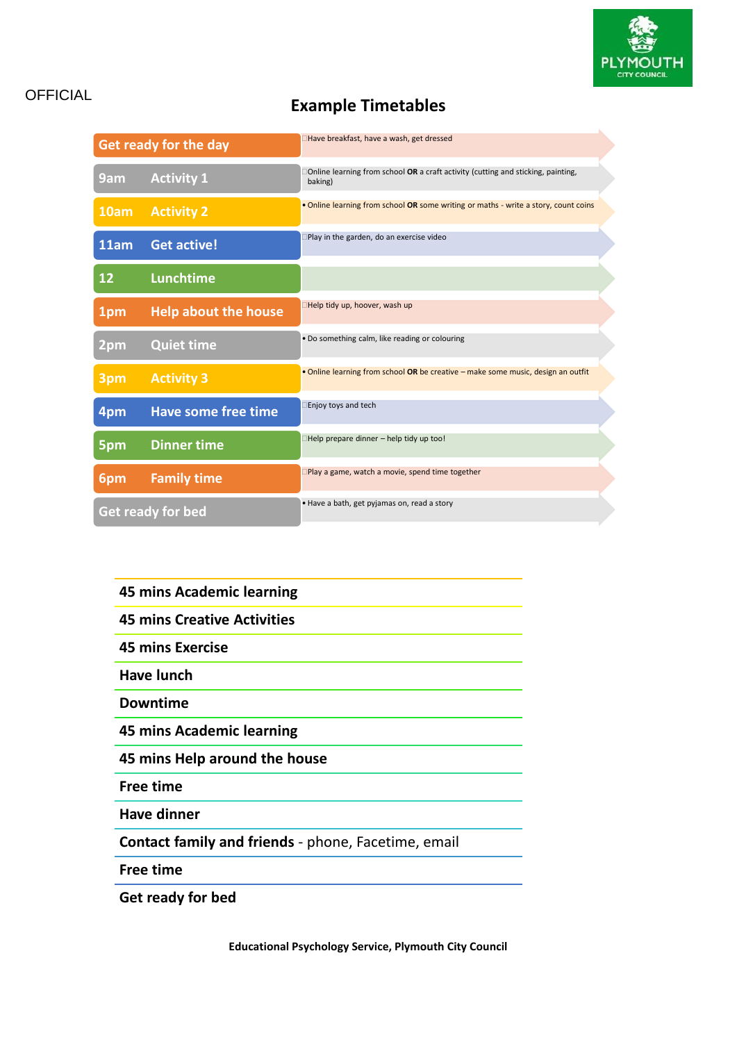OFFICIAL

## Example Timetables

| Time | Activity | Details |
|---|---|---|
| Get ready for the day | | Have breakfast, have a wash, get dressed |
| 9am | Activity 1 | Online learning from school **OR** a craft activity (cutting and sticking, painting, baking) |
| 10am | Activity 2 | Online learning from school **OR** some writing or maths - write a story, count coins |
| 11am | Get active! | Play in the garden, do an exercise video |
| 12 | Lunchtime | |
| 1pm | Help about the house | Help tidy up, hoover, wash up |
| 2pm | Quiet time | Do something calm, like reading or colouring |
| 3pm | Activity 3 | Online learning from school **OR** be creative – make some music, design an outfit |
| 4pm | Have some free time | Enjoy toys and tech |
| 5pm | Dinner time | Help prepare dinner – help tidy up too! |
| 6pm | Family time | Play a game, watch a movie, spend time together |
| Get ready for bed | | Have a bath, get pyjamas on, read a story |

**45 mins Academic learning**

**45 mins Creative Activities**

**45 mins Exercise**

**Have lunch**

**Downtime**

**45 mins Academic learning**

**45 mins Help around the house**

**Free time**

**Have dinner**

**Contact family and friends** - phone, Facetime, email

**Free time**

**Get ready for bed**

**Educational Psychology Service, Plymouth City Council**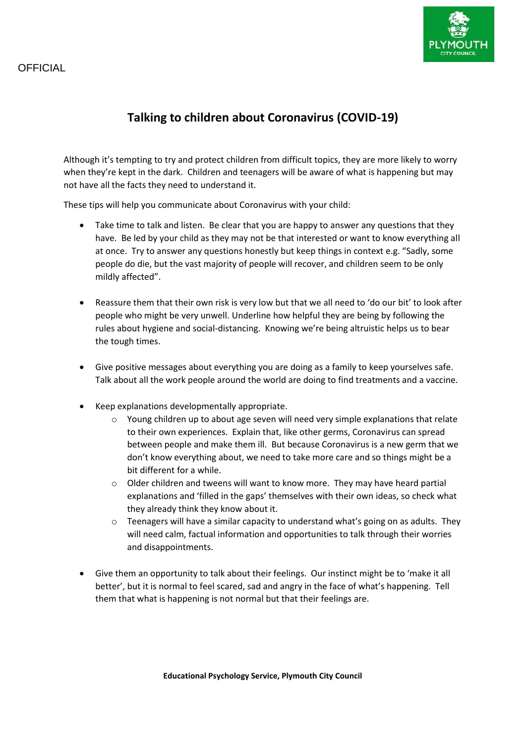OFFICIAL

# Talking to children about Coronavirus (COVID-19)

Although it's tempting to try and protect children from difficult topics, they are more likely to worry when they're kept in the dark. Children and teenagers will be aware of what is happening but may not have all the facts they need to understand it.

These tips will help you communicate about Coronavirus with your child:

- Take time to talk and listen. Be clear that you are happy to answer any questions that they have. Be led by your child as they may not be that interested or want to know everything all at once. Try to answer any questions honestly but keep things in context e.g. "Sadly, some people do die, but the vast majority of people will recover, and children seem to be only mildly affected".

- Reassure them that their own risk is very low but that we all need to 'do our bit' to look after people who might be very unwell. Underline how helpful they are being by following the rules about hygiene and social-distancing. Knowing we're being altruistic helps us to bear the tough times.

- Give positive messages about everything you are doing as a family to keep yourselves safe. Talk about all the work people around the world are doing to find treatments and a vaccine.

- Keep explanations developmentally appropriate.
    - Young children up to about age seven will need very simple explanations that relate to their own experiences. Explain that, like other germs, Coronavirus can spread between people and make them ill. But because Coronavirus is a new germ that we don't know everything about, we need to take more care and so things might be a bit different for a while.
    - Older children and tweens will want to know more. They may have heard partial explanations and 'filled in the gaps' themselves with their own ideas, so check what they already think they know about it.
    - Teenagers will have a similar capacity to understand what's going on as adults. They will need calm, factual information and opportunities to talk through their worries and disappointments.

- Give them an opportunity to talk about their feelings. Our instinct might be to 'make it all better', but it is normal to feel scared, sad and angry in the face of what's happening. Tell them that what is happening is not normal but that their feelings are.

**Educational Psychology Service, Plymouth City Council**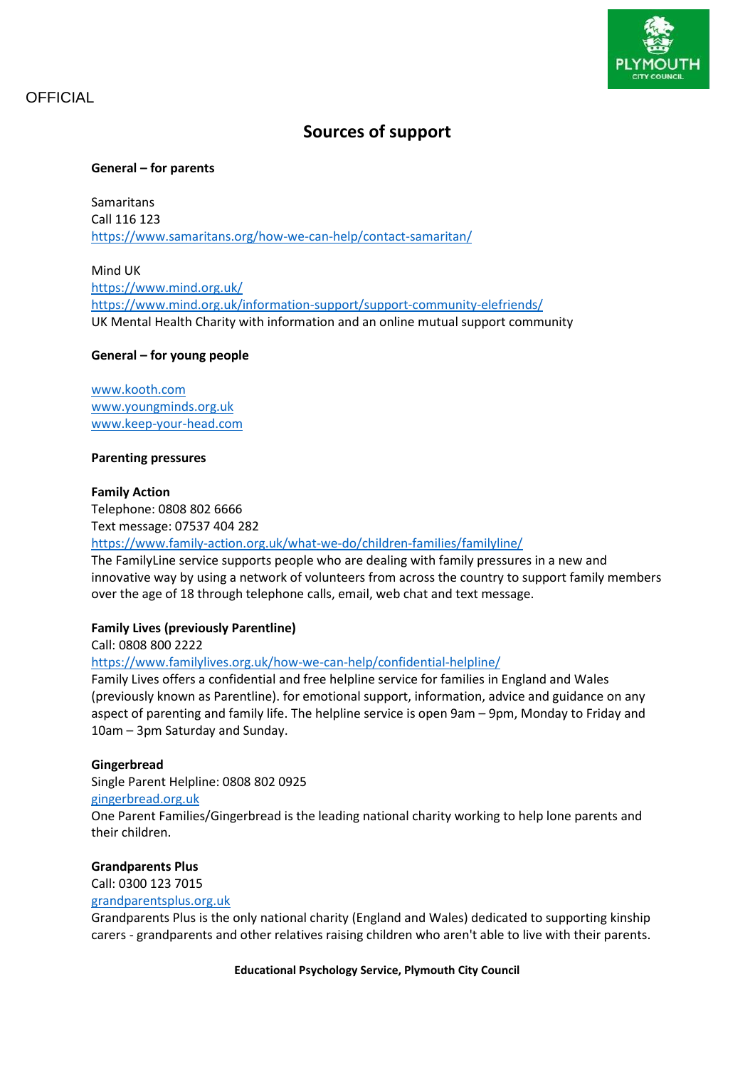OFFICIAL

# Sources of support

**General – for parents**

Samaritans
Call 116 123
https://www.samaritans.org/how-we-can-help/contact-samaritan/

Mind UK
https://www.mind.org.uk/
https://www.mind.org.uk/information-support/support-community-elefriends/
UK Mental Health Charity with information and an online mutual support community

**General – for young people**

www.kooth.com
www.youngminds.org.uk
www.keep-your-head.com

**Parenting pressures**

**Family Action**
Telephone: 0808 802 6666
Text message: 07537 404 282
https://www.family-action.org.uk/what-we-do/children-families/familyline/
The FamilyLine service supports people who are dealing with family pressures in a new and innovative way by using a network of volunteers from across the country to support family members over the age of 18 through telephone calls, email, web chat and text message.

**Family Lives (previously Parentline)**
Call: 0808 800 2222
https://www.familylives.org.uk/how-we-can-help/confidential-helpline/
Family Lives offers a confidential and free helpline service for families in England and Wales (previously known as Parentline). for emotional support, information, advice and guidance on any aspect of parenting and family life. The helpline service is open 9am – 9pm, Monday to Friday and 10am – 3pm Saturday and Sunday.

**Gingerbread**
Single Parent Helpline: 0808 802 0925
gingerbread.org.uk
One Parent Families/Gingerbread is the leading national charity working to help lone parents and their children.

**Grandparents Plus**
Call: 0300 123 7015
grandparentsplus.org.uk
Grandparents Plus is the only national charity (England and Wales) dedicated to supporting kinship carers - grandparents and other relatives raising children who aren't able to live with their parents.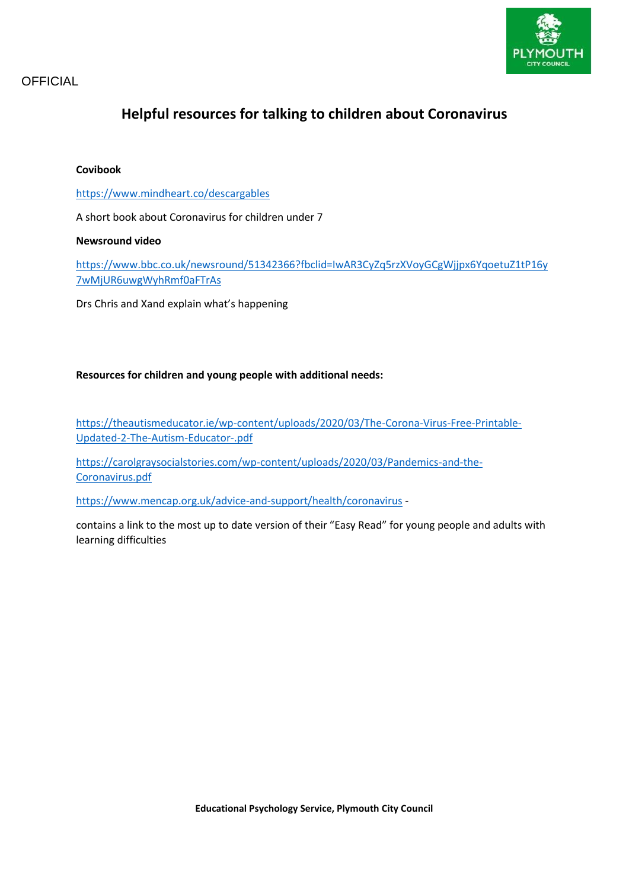OFFICIAL

# Helpful resources for talking to children about Coronavirus

**Covibook**

https://www.mindheart.co/descargables

A short book about Coronavirus for children under 7

**Newsround video**

https://www.bbc.co.uk/newsround/51342366?fbclid=IwAR3CyZq5rzXVoyGCgWjjpx6YqoetuZ1tP16y7wMjUR6uwgWyhRmf0aFTrAs

Drs Chris and Xand explain what's happening

**Resources for children and young people with additional needs:**

https://theautismeducator.ie/wp-content/uploads/2020/03/The-Corona-Virus-Free-Printable-Updated-2-The-Autism-Educator-.pdf

https://carolgraysocialstories.com/wp-content/uploads/2020/03/Pandemics-and-the-Coronavirus.pdf

https://www.mencap.org.uk/advice-and-support/health/coronavirus -

contains a link to the most up to date version of their "Easy Read" for young people and adults with learning difficulties

**Educational Psychology Service, Plymouth City Council**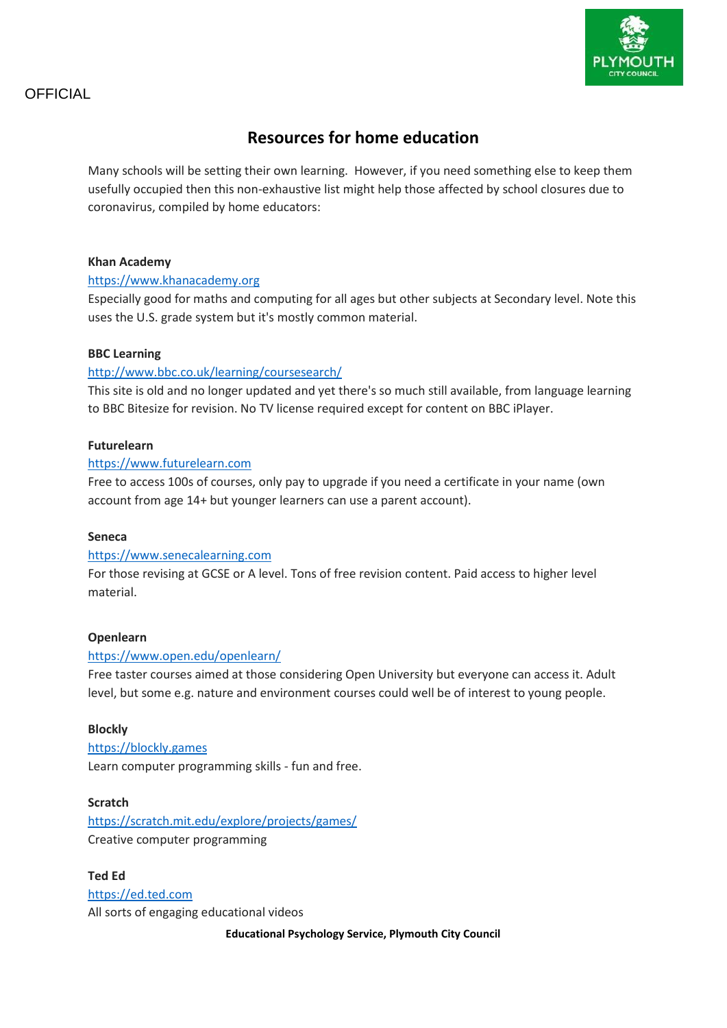# Resources for home education

Many schools will be setting their own learning. However, if you need something else to keep them usefully occupied then this non-exhaustive list might help those affected by school closures due to coronavirus, compiled by home educators:

**Khan Academy**

https://www.khanacademy.org

Especially good for maths and computing for all ages but other subjects at Secondary level. Note this uses the U.S. grade system but it's mostly common material.

**BBC Learning**

http://www.bbc.co.uk/learning/coursesearch/

This site is old and no longer updated and yet there's so much still available, from language learning to BBC Bitesize for revision. No TV license required except for content on BBC iPlayer.

**Futurelearn**

https://www.futurelearn.com

Free to access 100s of courses, only pay to upgrade if you need a certificate in your name (own account from age 14+ but younger learners can use a parent account).

**Seneca**

https://www.senecalearning.com

For those revising at GCSE or A level. Tons of free revision content. Paid access to higher level material.

**Openlearn**

https://www.open.edu/openlearn/

Free taster courses aimed at those considering Open University but everyone can access it. Adult level, but some e.g. nature and environment courses could well be of interest to young people.

**Blockly**

https://blockly.games

Learn computer programming skills - fun and free.

**Scratch**

https://scratch.mit.edu/explore/projects/games/

Creative computer programming

**Ted Ed**

https://ed.ted.com

All sorts of engaging educational videos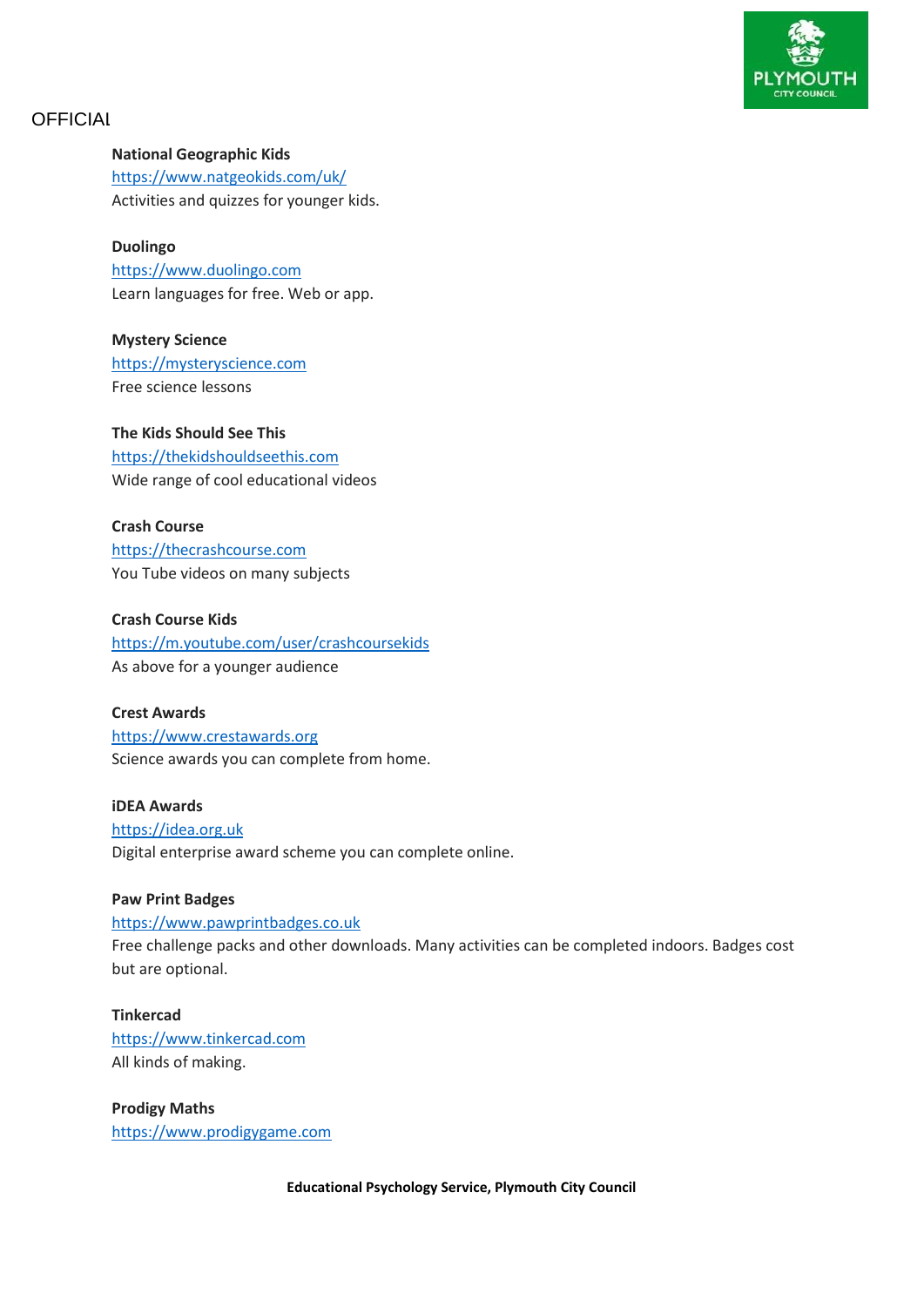**National Geographic Kids**
https://www.natgeokids.com/uk/
Activities and quizzes for younger kids.

**Duolingo**
https://www.duolingo.com
Learn languages for free. Web or app.

**Mystery Science**
https://mysteryscience.com
Free science lessons

**The Kids Should See This**
https://thekidshouldseethis.com
Wide range of cool educational videos

**Crash Course**
https://thecrashcourse.com
You Tube videos on many subjects

**Crash Course Kids**
https://m.youtube.com/user/crashcoursekids
As above for a younger audience

**Crest Awards**
https://www.crestawards.org
Science awards you can complete from home.

**iDEA Awards**
https://idea.org.uk
Digital enterprise award scheme you can complete online.

**Paw Print Badges**
https://www.pawprintbadges.co.uk
Free challenge packs and other downloads. Many activities can be completed indoors. Badges cost but are optional.

**Tinkercad**
https://www.tinkercad.com
All kinds of making.

**Prodigy Maths**
https://www.prodigygame.com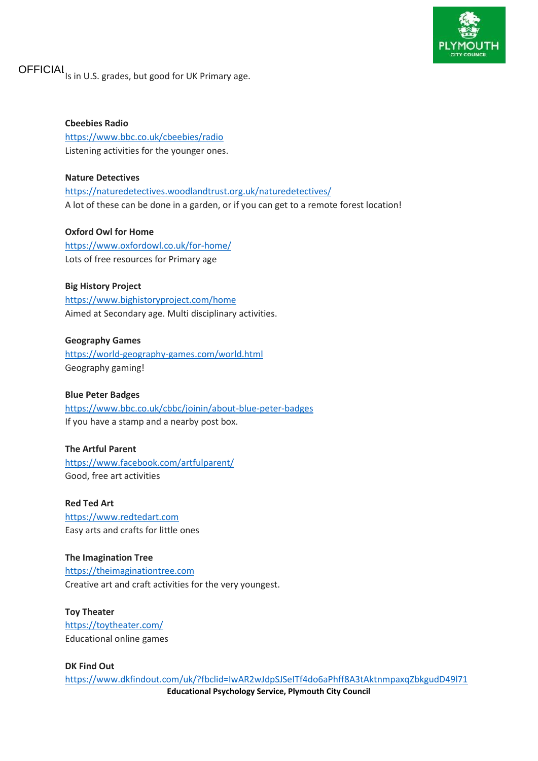Is in U.S. grades, but good for UK Primary age.

**Cbeebies Radio**
https://www.bbc.co.uk/cbeebies/radio
Listening activities for the younger ones.

**Nature Detectives**
https://naturedetectives.woodlandtrust.org.uk/naturedetectives/
A lot of these can be done in a garden, or if you can get to a remote forest location!

**Oxford Owl for Home**
https://www.oxfordowl.co.uk/for-home/
Lots of free resources for Primary age

**Big History Project**
https://www.bighistoryproject.com/home
Aimed at Secondary age. Multi disciplinary activities.

**Geography Games**
https://world-geography-games.com/world.html
Geography gaming!

**Blue Peter Badges**
https://www.bbc.co.uk/cbbc/joinin/about-blue-peter-badges
If you have a stamp and a nearby post box.

**The Artful Parent**
https://www.facebook.com/artfulparent/
Good, free art activities

**Red Ted Art**
https://www.redtedart.com
Easy arts and crafts for little ones

**The Imagination Tree**
https://theimaginationtree.com
Creative art and craft activities for the very youngest.

**Toy Theater**
https://toytheater.com/
Educational online games

**DK Find Out**
https://www.dkfindout.com/uk/?fbclid=IwAR2wJdpSJSeITf4do6aPhff8A3tAktnmpaxqZbkgudD49l71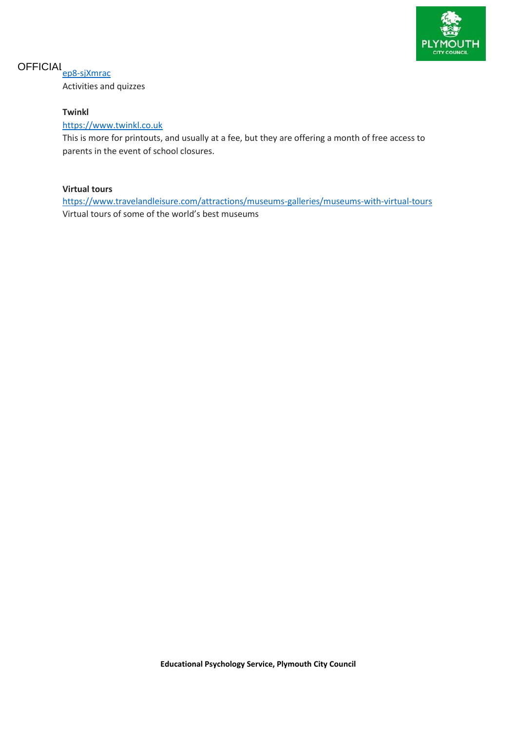ep8-sjXmrac

Activities and quizzes

**Twinkl**

https://www.twinkl.co.uk

This is more for printouts, and usually at a fee, but they are offering a month of free access to parents in the event of school closures.

**Virtual tours**

https://www.travelandleisure.com/attractions/museums-galleries/museums-with-virtual-tours

Virtual tours of some of the world's best museums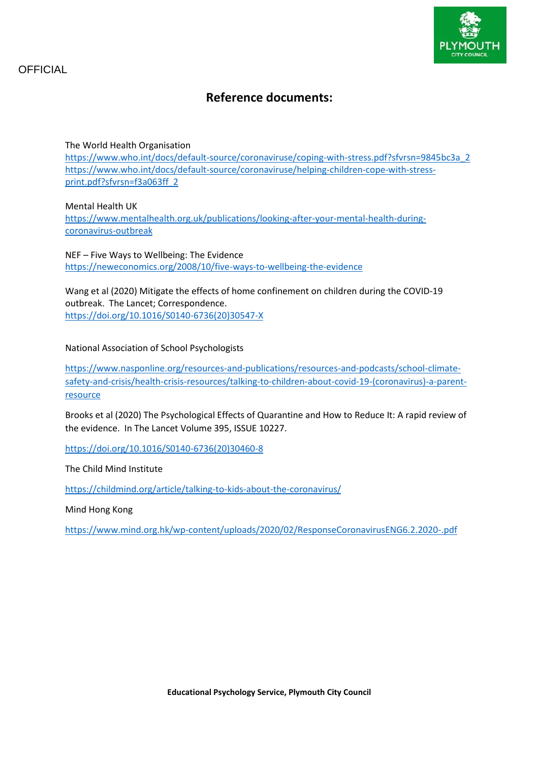OFFICIAL

## Reference documents:

The World Health Organisation
https://www.who.int/docs/default-source/coronaviruse/coping-with-stress.pdf?sfvrsn=9845bc3a_2
https://www.who.int/docs/default-source/coronaviruse/helping-children-cope-with-stress-print.pdf?sfvrsn=f3a063ff_2

Mental Health UK
https://www.mentalhealth.org.uk/publications/looking-after-your-mental-health-during-coronavirus-outbreak

NEF – Five Ways to Wellbeing: The Evidence
https://neweconomics.org/2008/10/five-ways-to-wellbeing-the-evidence

Wang et al (2020) Mitigate the effects of home confinement on children during the COVID-19 outbreak. The Lancet; Correspondence.
https://doi.org/10.1016/S0140-6736(20)30547-X

National Association of School Psychologists

https://www.nasponline.org/resources-and-publications/resources-and-podcasts/school-climate-safety-and-crisis/health-crisis-resources/talking-to-children-about-covid-19-(coronavirus)-a-parent-resource

Brooks et al (2020) The Psychological Effects of Quarantine and How to Reduce It: A rapid review of the evidence. In The Lancet Volume 395, ISSUE 10227.

https://doi.org/10.1016/S0140-6736(20)30460-8

The Child Mind Institute

https://childmind.org/article/talking-to-kids-about-the-coronavirus/

Mind Hong Kong

https://www.mind.org.hk/wp-content/uploads/2020/02/ResponseCoronavirusENG6.2.2020-.pdf

**Educational Psychology Service, Plymouth City Council**